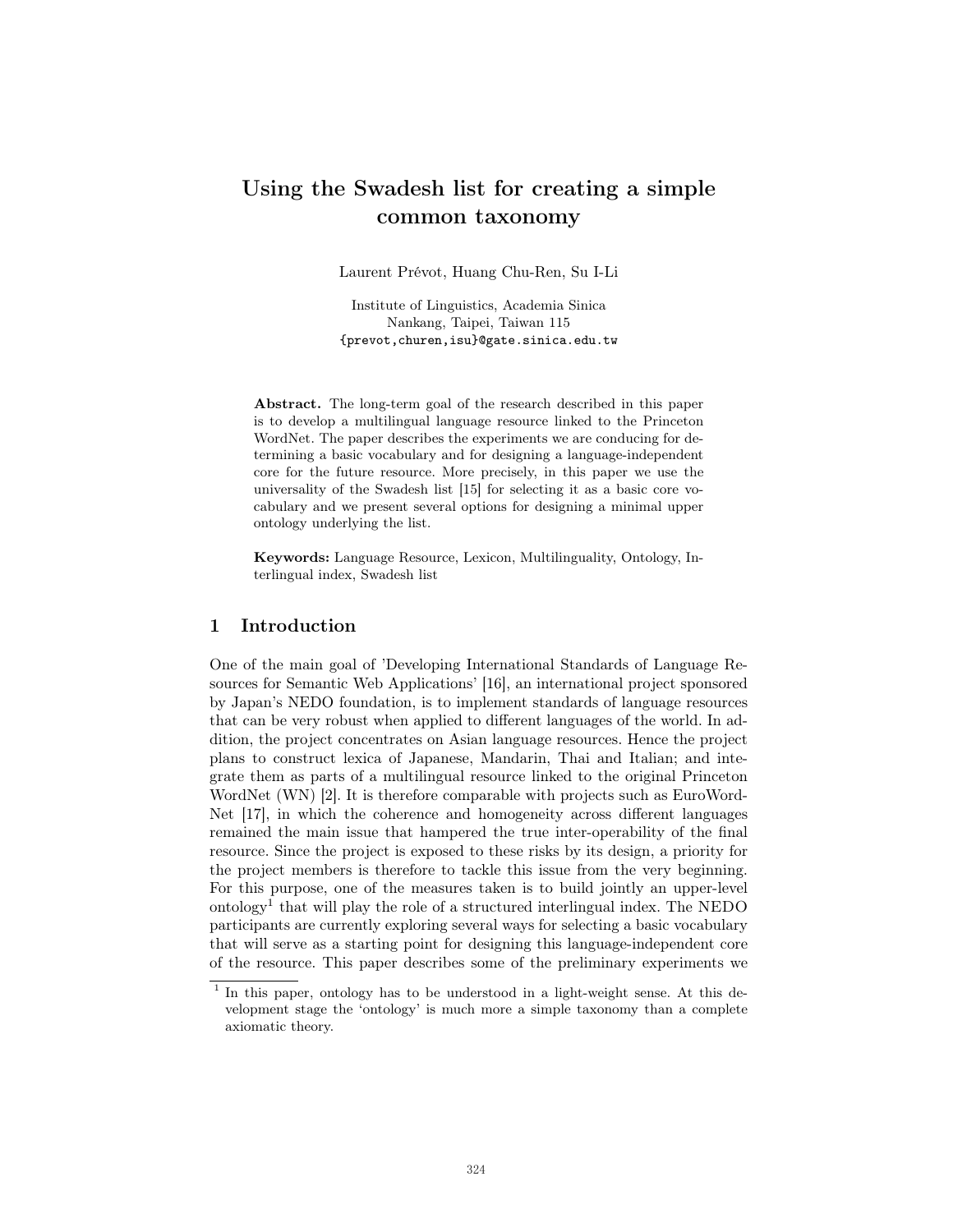# Using the Swadesh list for creating a simple common taxonomy

Laurent Prévot, Huang Chu-Ren, Su I-Li

Institute of Linguistics, Academia Sinica
Nankang, Taipei, Taiwan 115
{prevot,churen,isu}@gate.sinica.edu.tw

**Abstract.** The long-term goal of the research described in this paper is to develop a multilingual language resource linked to the Princeton WordNet. The paper describes the experiments we are conducing for determining a basic vocabulary and for designing a language-independent core for the future resource. More precisely, in this paper we use the universality of the Swadesh list [15] for selecting it as a basic core vocabulary and we present several options for designing a minimal upper ontology underlying the list.

**Keywords:** Language Resource, Lexicon, Multilinguality, Ontology, Interlingual index, Swadesh list

## 1 Introduction

One of the main goal of 'Developing International Standards of Language Resources for Semantic Web Applications' [16], an international project sponsored by Japan's NEDO foundation, is to implement standards of language resources that can be very robust when applied to different languages of the world. In addition, the project concentrates on Asian language resources. Hence the project plans to construct lexica of Japanese, Mandarin, Thai and Italian; and integrate them as parts of a multilingual resource linked to the original Princeton WordNet (WN) [2]. It is therefore comparable with projects such as EuroWordNet [17], in which the coherence and homogeneity across different languages remained the main issue that hampered the true inter-operability of the final resource. Since the project is exposed to these risks by its design, a priority for the project members is therefore to tackle this issue from the very beginning. For this purpose, one of the measures taken is to build jointly an upper-level ontology[1] that will play the role of a structured interlingual index. The NEDO participants are currently exploring several ways for selecting a basic vocabulary that will serve as a starting point for designing this language-independent core of the resource. This paper describes some of the preliminary experiments we

[1] In this paper, ontology has to be understood in a light-weight sense. At this development stage the 'ontology' is much more a simple taxonomy than a complete axiomatic theory.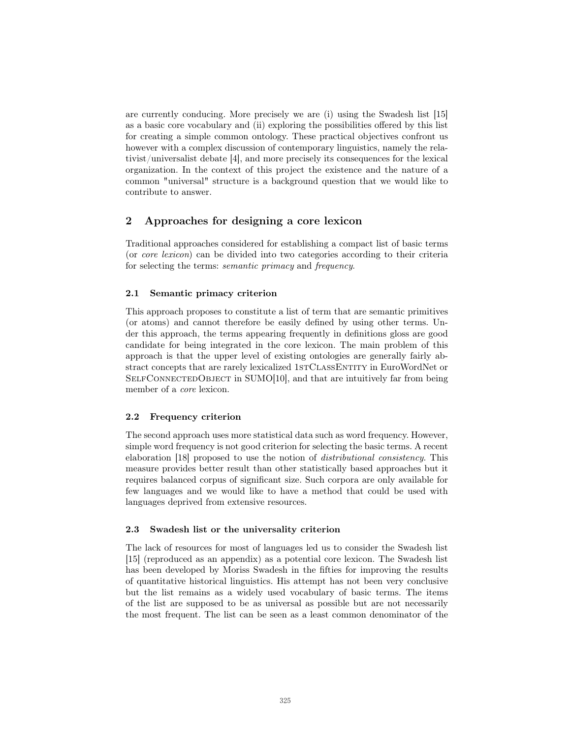are currently conducing. More precisely we are (i) using the Swadesh list [15] as a basic core vocabulary and (ii) exploring the possibilities offered by this list for creating a simple common ontology. These practical objectives confront us however with a complex discussion of contemporary linguistics, namely the relativist/universalist debate [4], and more precisely its consequences for the lexical organization. In the context of this project the existence and the nature of a common "universal" structure is a background question that we would like to contribute to answer.

## 2 Approaches for designing a core lexicon

Traditional approaches considered for establishing a compact list of basic terms (or *core lexicon*) can be divided into two categories according to their criteria for selecting the terms: *semantic primacy* and *frequency*.

### 2.1 Semantic primacy criterion

This approach proposes to constitute a list of term that are semantic primitives (or atoms) and cannot therefore be easily defined by using other terms. Under this approach, the terms appearing frequently in definitions gloss are good candidate for being integrated in the core lexicon. The main problem of this approach is that the upper level of existing ontologies are generally fairly abstract concepts that are rarely lexicalized 1stClassEntity in EuroWordNet or SelfConnectedObject in SUMO[10], and that are intuitively far from being member of a *core* lexicon.

### 2.2 Frequency criterion

The second approach uses more statistical data such as word frequency. However, simple word frequency is not good criterion for selecting the basic terms. A recent elaboration [18] proposed to use the notion of *distributional consistency*. This measure provides better result than other statistically based approaches but it requires balanced corpus of significant size. Such corpora are only available for few languages and we would like to have a method that could be used with languages deprived from extensive resources.

### 2.3 Swadesh list or the universality criterion

The lack of resources for most of languages led us to consider the Swadesh list [15] (reproduced as an appendix) as a potential core lexicon. The Swadesh list has been developed by Moriss Swadesh in the fifties for improving the results of quantitative historical linguistics. His attempt has not been very conclusive but the list remains as a widely used vocabulary of basic terms. The items of the list are supposed to be as universal as possible but are not necessarily the most frequent. The list can be seen as a least common denominator of the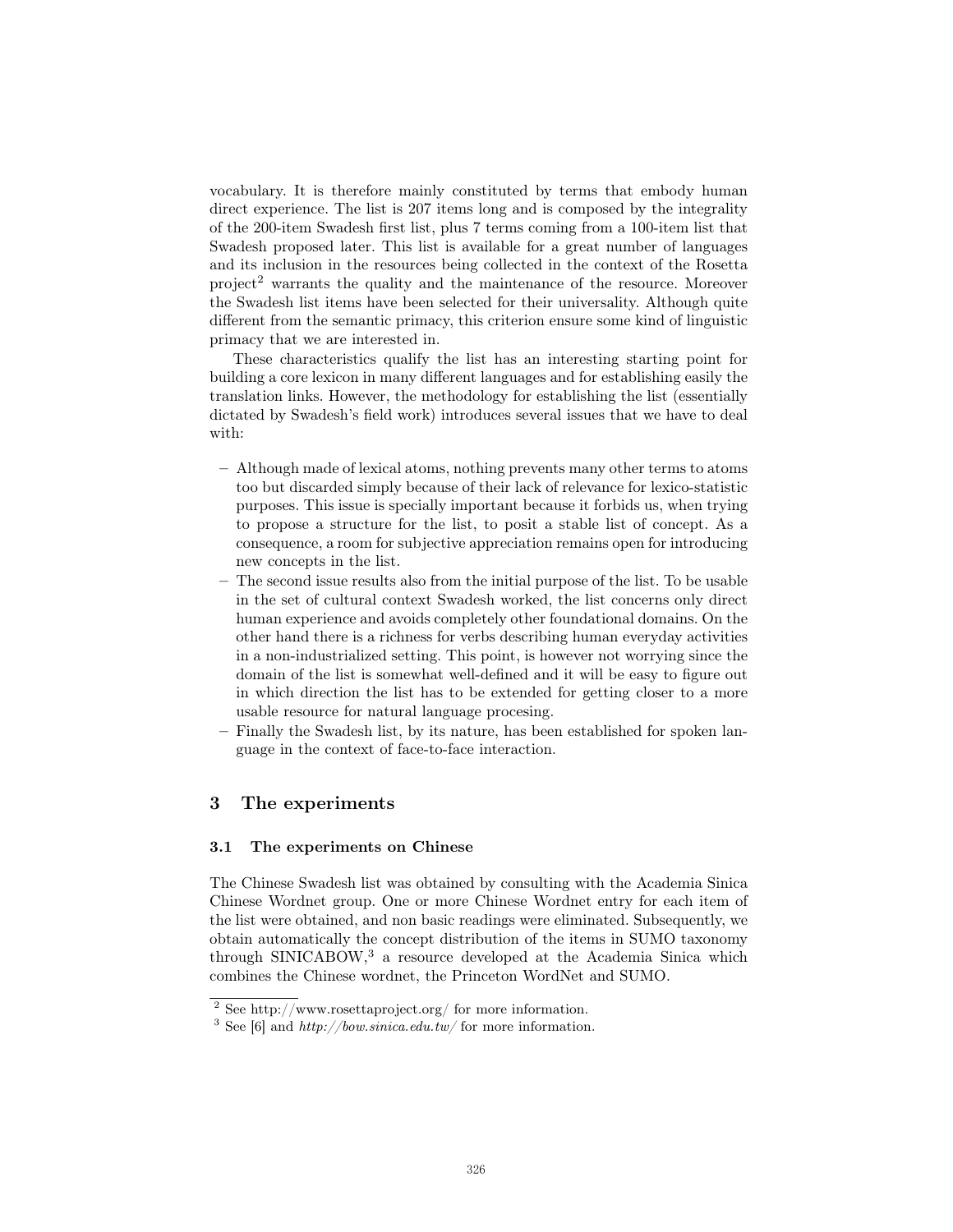vocabulary. It is therefore mainly constituted by terms that embody human direct experience. The list is 207 items long and is composed by the integrality of the 200-item Swadesh first list, plus 7 terms coming from a 100-item list that Swadesh proposed later. This list is available for a great number of languages and its inclusion in the resources being collected in the context of the Rosetta project[2] warrants the quality and the maintenance of the resource. Moreover the Swadesh list items have been selected for their universality. Although quite different from the semantic primacy, this criterion ensure some kind of linguistic primacy that we are interested in.

These characteristics qualify the list has an interesting starting point for building a core lexicon in many different languages and for establishing easily the translation links. However, the methodology for establishing the list (essentially dictated by Swadesh's field work) introduces several issues that we have to deal with:

- Although made of lexical atoms, nothing prevents many other terms to atoms too but discarded simply because of their lack of relevance for lexico-statistic purposes. This issue is specially important because it forbids us, when trying to propose a structure for the list, to posit a stable list of concept. As a consequence, a room for subjective appreciation remains open for introducing new concepts in the list.
- The second issue results also from the initial purpose of the list. To be usable in the set of cultural context Swadesh worked, the list concerns only direct human experience and avoids completely other foundational domains. On the other hand there is a richness for verbs describing human everyday activities in a non-industrialized setting. This point, is however not worrying since the domain of the list is somewhat well-defined and it will be easy to figure out in which direction the list has to be extended for getting closer to a more usable resource for natural language procesing.
- Finally the Swadesh list, by its nature, has been established for spoken language in the context of face-to-face interaction.

## 3 The experiments

### 3.1 The experiments on Chinese

The Chinese Swadesh list was obtained by consulting with the Academia Sinica Chinese Wordnet group. One or more Chinese Wordnet entry for each item of the list were obtained, and non basic readings were eliminated. Subsequently, we obtain automatically the concept distribution of the items in SUMO taxonomy through SINICABOW,[3] a resource developed at the Academia Sinica which combines the Chinese wordnet, the Princeton WordNet and SUMO.

[2] See http://www.rosettaproject.org/ for more information.

[3] See [6] and *http://bow.sinica.edu.tw/* for more information.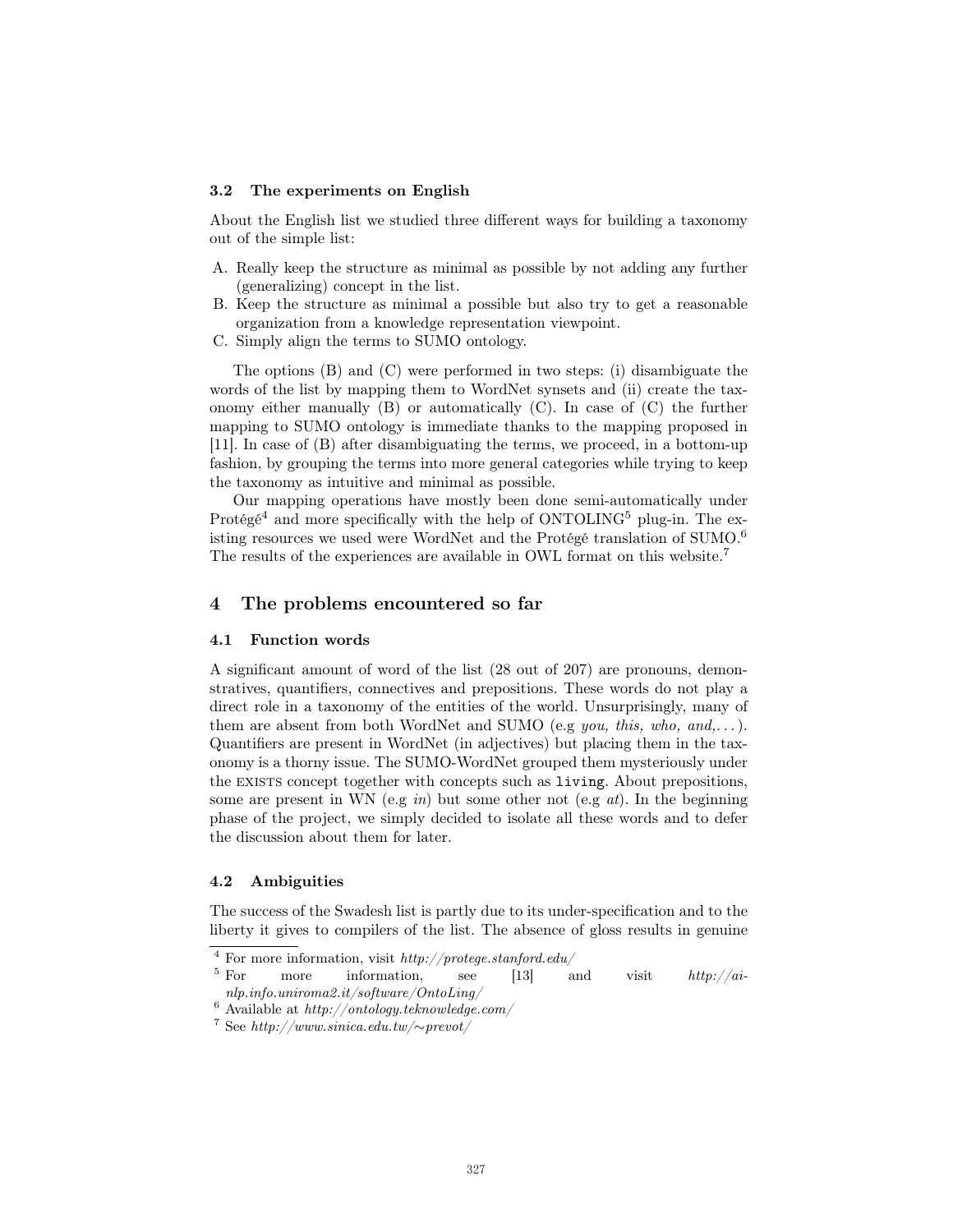### 3.2 The experiments on English

About the English list we studied three different ways for building a taxonomy out of the simple list:

A. Really keep the structure as minimal as possible by not adding any further (generalizing) concept in the list.
B. Keep the structure as minimal a possible but also try to get a reasonable organization from a knowledge representation viewpoint.
C. Simply align the terms to SUMO ontology.

The options (B) and (C) were performed in two steps: (i) disambiguate the words of the list by mapping them to WordNet synsets and (ii) create the taxonomy either manually (B) or automatically (C). In case of (C) the further mapping to SUMO ontology is immediate thanks to the mapping proposed in [11]. In case of (B) after disambiguating the terms, we proceed, in a bottom-up fashion, by grouping the terms into more general categories while trying to keep the taxonomy as intuitive and minimal as possible.

Our mapping operations have mostly been done semi-automatically under Protégé[4] and more specifically with the help of ONTOLING[5] plug-in. The existing resources we used were WordNet and the Protégé translation of SUMO.[6] The results of the experiences are available in OWL format on this website.[7]

## 4 The problems encountered so far

### 4.1 Function words

A significant amount of word of the list (28 out of 207) are pronouns, demonstratives, quantifiers, connectives and prepositions. These words do not play a direct role in a taxonomy of the entities of the world. Unsurprisingly, many of them are absent from both WordNet and SUMO (e.g *you, this, who, and,...*). Quantifiers are present in WordNet (in adjectives) but placing them in the taxonomy is a thorny issue. The SUMO-WordNet grouped them mysteriously under the EXISTS concept together with concepts such as `living`. About prepositions, some are present in WN (e.g *in*) but some other not (e.g *at*). In the beginning phase of the project, we simply decided to isolate all these words and to defer the discussion about them for later.

### 4.2 Ambiguities

The success of the Swadesh list is partly due to its under-specification and to the liberty it gives to compilers of the list. The absence of gloss results in genuine

[4] For more information, visit *http://protege.stanford.edu/*

[5] For more information, see [13] and visit *http://ai-nlp.info.uniroma2.it/software/OntoLing/*

[6] Available at *http://ontology.teknowledge.com/*

[7] See *http://www.sinica.edu.tw/∼prevot/*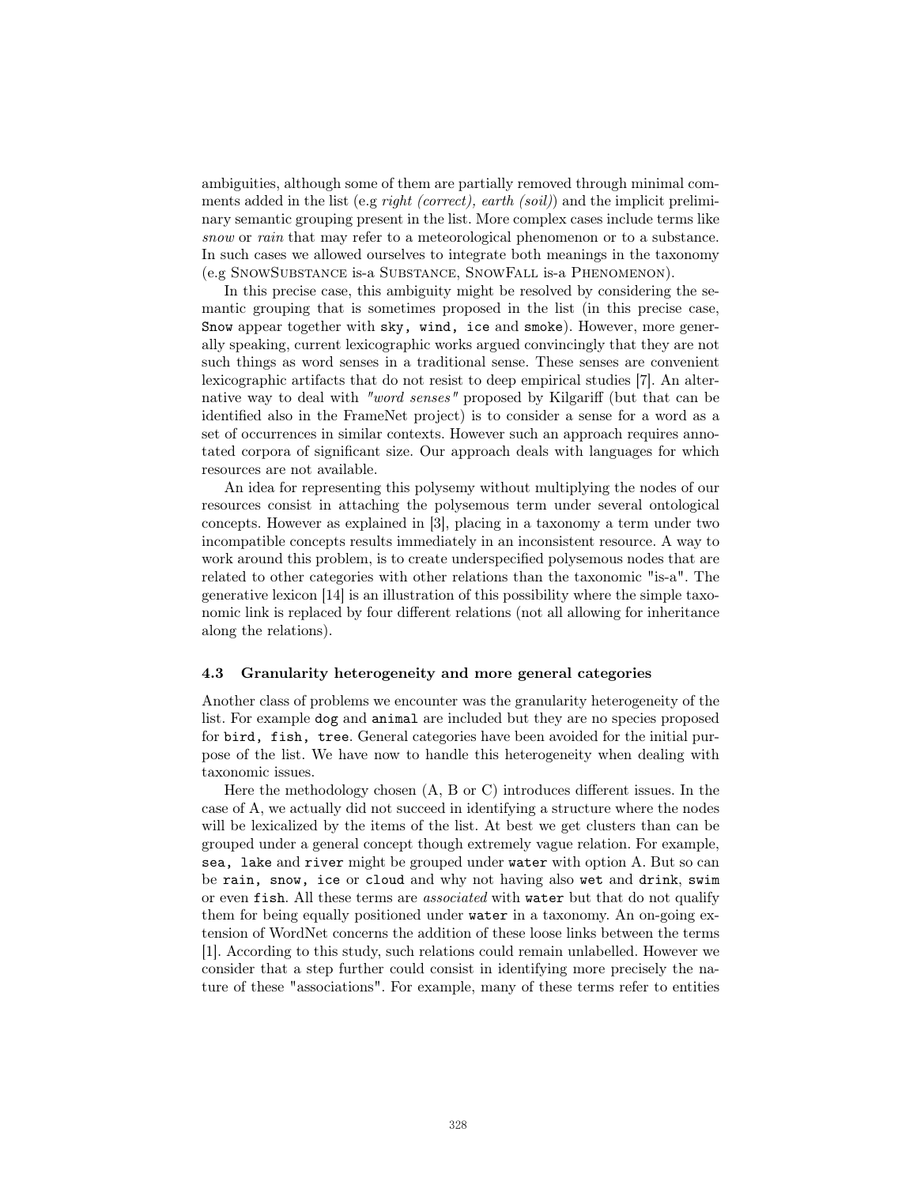ambiguities, although some of them are partially removed through minimal comments added in the list (e.g *right (correct), earth (soil)*) and the implicit preliminary semantic grouping present in the list. More complex cases include terms like *snow* or *rain* that may refer to a meteorological phenomenon or to a substance. In such cases we allowed ourselves to integrate both meanings in the taxonomy (e.g SnowSubstance is-a Substance, SnowFall is-a Phenomenon).

In this precise case, this ambiguity might be resolved by considering the semantic grouping that is sometimes proposed in the list (in this precise case, `Snow` appear together with `sky, wind, ice` and `smoke`). However, more generally speaking, current lexicographic works argued convincingly that they are not such things as word senses in a traditional sense. These senses are convenient lexicographic artifacts that do not resist to deep empirical studies [7]. An alternative way to deal with *"word senses"* proposed by Kilgariff (but that can be identified also in the FrameNet project) is to consider a sense for a word as a set of occurrences in similar contexts. However such an approach requires annotated corpora of significant size. Our approach deals with languages for which resources are not available.

An idea for representing this polysemy without multiplying the nodes of our resources consist in attaching the polysemous term under several ontological concepts. However as explained in [3], placing in a taxonomy a term under two incompatible concepts results immediately in an inconsistent resource. A way to work around this problem, is to create underspecified polysemous nodes that are related to other categories with other relations than the taxonomic "is-a". The generative lexicon [14] is an illustration of this possibility where the simple taxonomic link is replaced by four different relations (not all allowing for inheritance along the relations).

### 4.3 Granularity heterogeneity and more general categories

Another class of problems we encounter was the granularity heterogeneity of the list. For example `dog` and `animal` are included but they are no species proposed for `bird, fish, tree`. General categories have been avoided for the initial purpose of the list. We have now to handle this heterogeneity when dealing with taxonomic issues.

Here the methodology chosen (A, B or C) introduces different issues. In the case of A, we actually did not succeed in identifying a structure where the nodes will be lexicalized by the items of the list. At best we get clusters than can be grouped under a general concept though extremely vague relation. For example, `sea, lake` and `river` might be grouped under `water` with option A. But so can be `rain, snow, ice` or `cloud` and why not having also `wet` and `drink`, `swim` or even `fish`. All these terms are *associated* with `water` but that do not qualify them for being equally positioned under `water` in a taxonomy. An on-going extension of WordNet concerns the addition of these loose links between the terms [1]. According to this study, such relations could remain unlabelled. However we consider that a step further could consist in identifying more precisely the nature of these "associations". For example, many of these terms refer to entities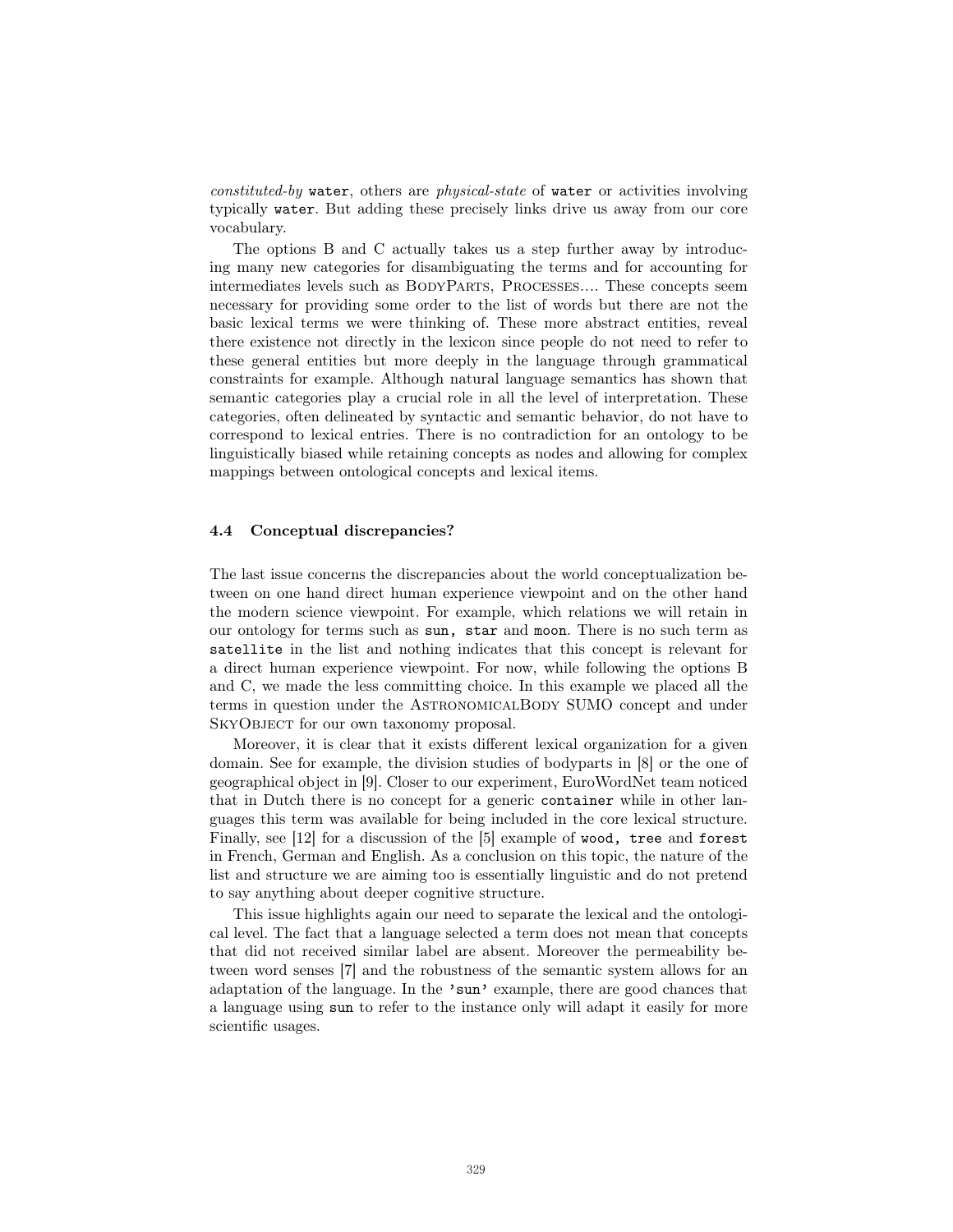*constituted-by* `water`, others are *physical-state* of `water` or activities involving typically `water`. But adding these precisely links drive us away from our core vocabulary.

The options B and C actually takes us a step further away by introducing many new categories for disambiguating the terms and for accounting for intermediates levels such as BodyParts, Processes.... These concepts seem necessary for providing some order to the list of words but there are not the basic lexical terms we were thinking of. These more abstract entities, reveal there existence not directly in the lexicon since people do not need to refer to these general entities but more deeply in the language through grammatical constraints for example. Although natural language semantics has shown that semantic categories play a crucial role in all the level of interpretation. These categories, often delineated by syntactic and semantic behavior, do not have to correspond to lexical entries. There is no contradiction for an ontology to be linguistically biased while retaining concepts as nodes and allowing for complex mappings between ontological concepts and lexical items.

### 4.4 Conceptual discrepancies?

The last issue concerns the discrepancies about the world conceptualization between on one hand direct human experience viewpoint and on the other hand the modern science viewpoint. For example, which relations we will retain in our ontology for terms such as `sun, star` and `moon`. There is no such term as `satellite` in the list and nothing indicates that this concept is relevant for a direct human experience viewpoint. For now, while following the options B and C, we made the less committing choice. In this example we placed all the terms in question under the AstronomicalBody SUMO concept and under SkyObject for our own taxonomy proposal.

Moreover, it is clear that it exists different lexical organization for a given domain. See for example, the division studies of bodyparts in [8] or the one of geographical object in [9]. Closer to our experiment, EuroWordNet team noticed that in Dutch there is no concept for a generic `container` while in other languages this term was available for being included in the core lexical structure. Finally, see [12] for a discussion of the [5] example of `wood, tree` and `forest` in French, German and English. As a conclusion on this topic, the nature of the list and structure we are aiming too is essentially linguistic and do not pretend to say anything about deeper cognitive structure.

This issue highlights again our need to separate the lexical and the ontological level. The fact that a language selected a term does not mean that concepts that did not received similar label are absent. Moreover the permeability between word senses [7] and the robustness of the semantic system allows for an adaptation of the language. In the `'sun'` example, there are good chances that a language using `sun` to refer to the instance only will adapt it easily for more scientific usages.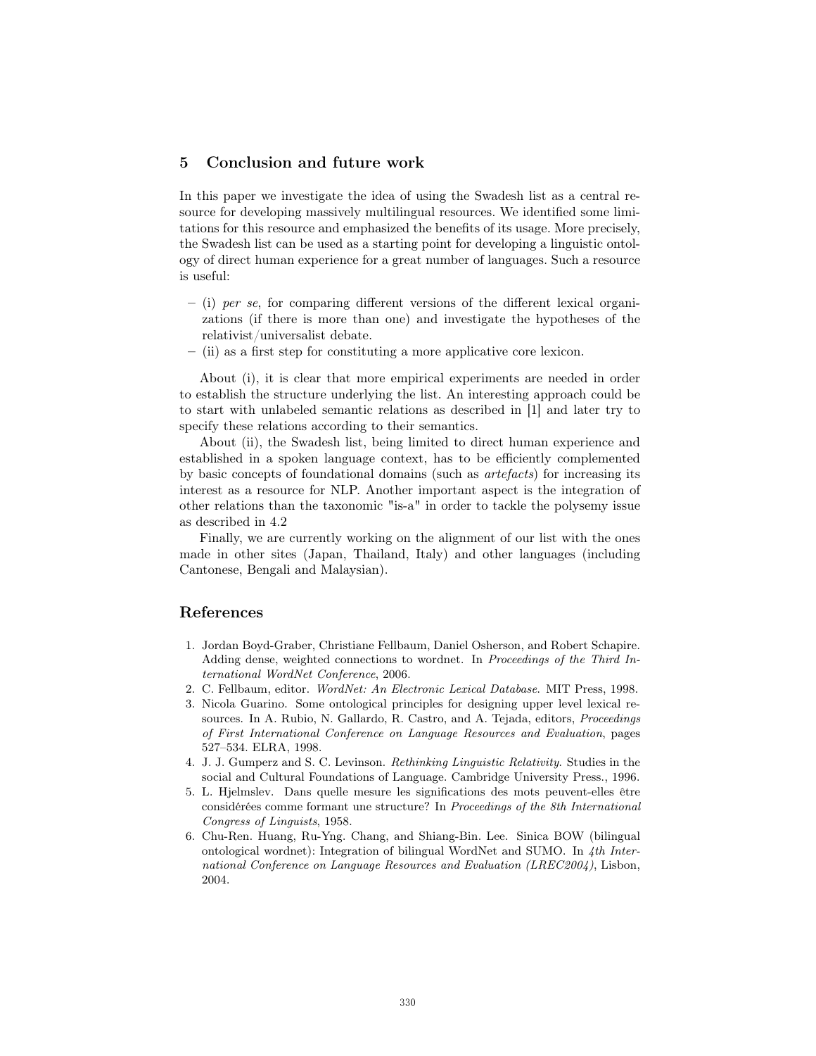## 5 Conclusion and future work

In this paper we investigate the idea of using the Swadesh list as a central resource for developing massively multilingual resources. We identified some limitations for this resource and emphasized the benefits of its usage. More precisely, the Swadesh list can be used as a starting point for developing a linguistic ontology of direct human experience for a great number of languages. Such a resource is useful:

- (i) *per se*, for comparing different versions of the different lexical organizations (if there is more than one) and investigate the hypotheses of the relativist/universalist debate.
- (ii) as a first step for constituting a more applicative core lexicon.

About (i), it is clear that more empirical experiments are needed in order to establish the structure underlying the list. An interesting approach could be to start with unlabeled semantic relations as described in [1] and later try to specify these relations according to their semantics.

About (ii), the Swadesh list, being limited to direct human experience and established in a spoken language context, has to be efficiently complemented by basic concepts of foundational domains (such as *artefacts*) for increasing its interest as a resource for NLP. Another important aspect is the integration of other relations than the taxonomic "is-a" in order to tackle the polysemy issue as described in 4.2

Finally, we are currently working on the alignment of our list with the ones made in other sites (Japan, Thailand, Italy) and other languages (including Cantonese, Bengali and Malaysian).

## References

1. Jordan Boyd-Graber, Christiane Fellbaum, Daniel Osherson, and Robert Schapire. Adding dense, weighted connections to wordnet. In *Proceedings of the Third International WordNet Conference*, 2006.
2. C. Fellbaum, editor. *WordNet: An Electronic Lexical Database*. MIT Press, 1998.
3. Nicola Guarino. Some ontological principles for designing upper level lexical resources. In A. Rubio, N. Gallardo, R. Castro, and A. Tejada, editors, *Proceedings of First International Conference on Language Resources and Evaluation*, pages 527–534. ELRA, 1998.
4. J. J. Gumperz and S. C. Levinson. *Rethinking Linguistic Relativity*. Studies in the social and Cultural Foundations of Language. Cambridge University Press., 1996.
5. L. Hjelmslev. Dans quelle mesure les significations des mots peuvent-elles être considérées comme formant une structure? In *Proceedings of the 8th International Congress of Linguists*, 1958.
6. Chu-Ren. Huang, Ru-Yng. Chang, and Shiang-Bin. Lee. Sinica BOW (bilingual ontological wordnet): Integration of bilingual WordNet and SUMO. In *4th International Conference on Language Resources and Evaluation (LREC2004)*, Lisbon, 2004.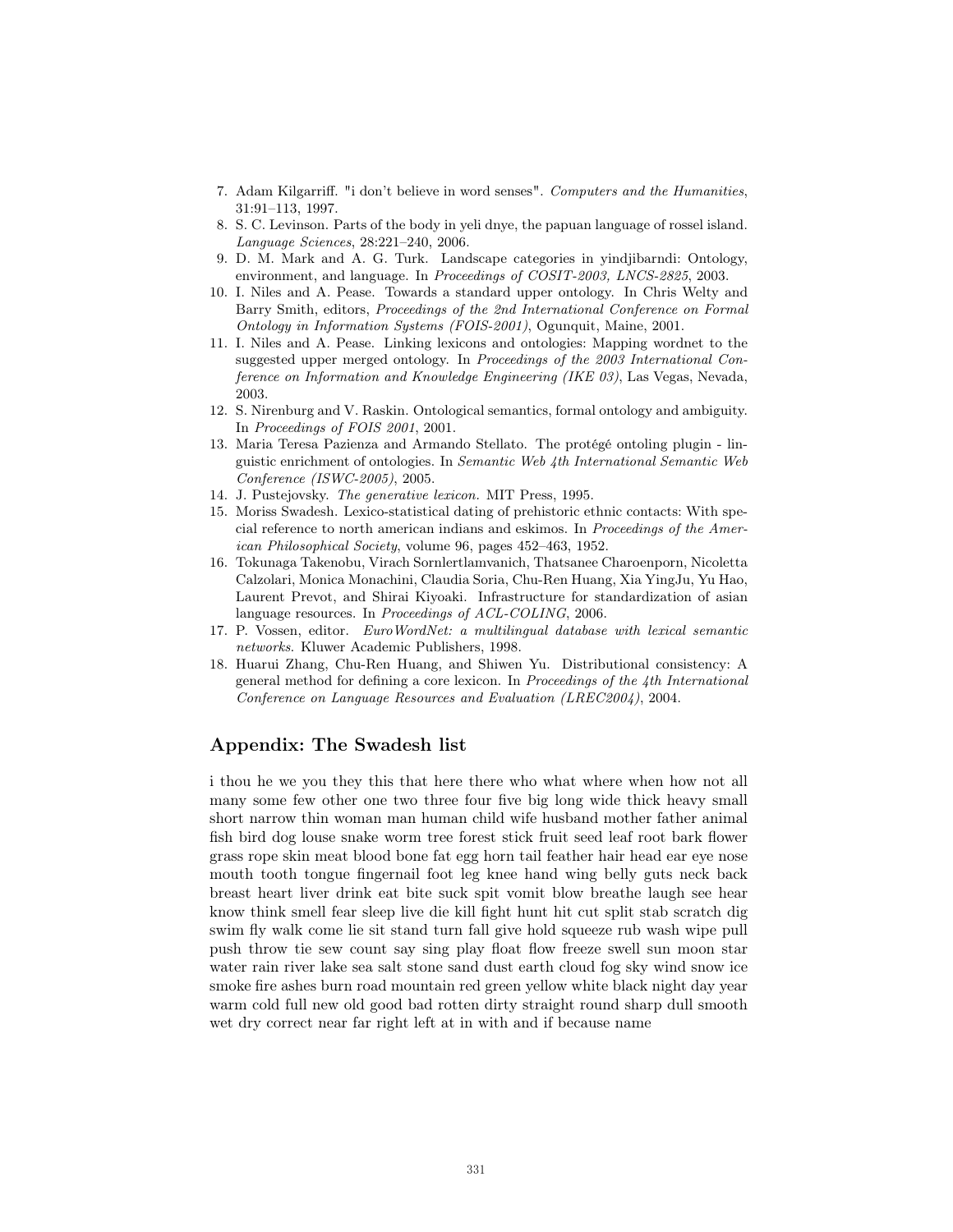7. Adam Kilgarriff. "i don't believe in word senses". *Computers and the Humanities*, 31:91–113, 1997.
8. S. C. Levinson. Parts of the body in yeli dnye, the papuan language of rossel island. *Language Sciences*, 28:221–240, 2006.
9. D. M. Mark and A. G. Turk. Landscape categories in yindjibarndi: Ontology, environment, and language. In *Proceedings of COSIT-2003, LNCS-2825*, 2003.
10. I. Niles and A. Pease. Towards a standard upper ontology. In Chris Welty and Barry Smith, editors, *Proceedings of the 2nd International Conference on Formal Ontology in Information Systems (FOIS-2001)*, Ogunquit, Maine, 2001.
11. I. Niles and A. Pease. Linking lexicons and ontologies: Mapping wordnet to the suggested upper merged ontology. In *Proceedings of the 2003 International Conference on Information and Knowledge Engineering (IKE 03)*, Las Vegas, Nevada, 2003.
12. S. Nirenburg and V. Raskin. Ontological semantics, formal ontology and ambiguity. In *Proceedings of FOIS 2001*, 2001.
13. Maria Teresa Pazienza and Armando Stellato. The protégé ontoling plugin - linguistic enrichment of ontologies. In *Semantic Web 4th International Semantic Web Conference (ISWC-2005)*, 2005.
14. J. Pustejovsky. *The generative lexicon.* MIT Press, 1995.
15. Moriss Swadesh. Lexico-statistical dating of prehistoric ethnic contacts: With special reference to north american indians and eskimos. In *Proceedings of the American Philosophical Society*, volume 96, pages 452–463, 1952.
16. Tokunaga Takenobu, Virach Sornlertlamvanich, Thatsanee Charoenporn, Nicoletta Calzolari, Monica Monachini, Claudia Soria, Chu-Ren Huang, Xia YingJu, Yu Hao, Laurent Prevot, and Shirai Kiyoaki. Infrastructure for standardization of asian language resources. In *Proceedings of ACL-COLING*, 2006.
17. P. Vossen, editor. *EuroWordNet: a multilingual database with lexical semantic networks*. Kluwer Academic Publishers, 1998.
18. Huarui Zhang, Chu-Ren Huang, and Shiwen Yu. Distributional consistency: A general method for defining a core lexicon. In *Proceedings of the 4th International Conference on Language Resources and Evaluation (LREC2004)*, 2004.

## Appendix: The Swadesh list

i thou he we you they this that here there who what where when how not all many some few other one two three four five big long wide thick heavy small short narrow thin woman man human child wife husband mother father animal fish bird dog louse snake worm tree forest stick fruit seed leaf root bark flower grass rope skin meat blood bone fat egg horn tail feather hair head ear eye nose mouth tooth tongue fingernail foot leg knee hand wing belly guts neck back breast heart liver drink eat bite suck spit vomit blow breathe laugh see hear know think smell fear sleep live die kill fight hunt hit cut split stab scratch dig swim fly walk come lie sit stand turn fall give hold squeeze rub wash wipe pull push throw tie sew count say sing play float flow freeze swell sun moon star water rain river lake sea salt stone sand dust earth cloud fog sky wind snow ice smoke fire ashes burn road mountain red green yellow white black night day year warm cold full new old good bad rotten dirty straight round sharp dull smooth wet dry correct near far right left at in with and if because name